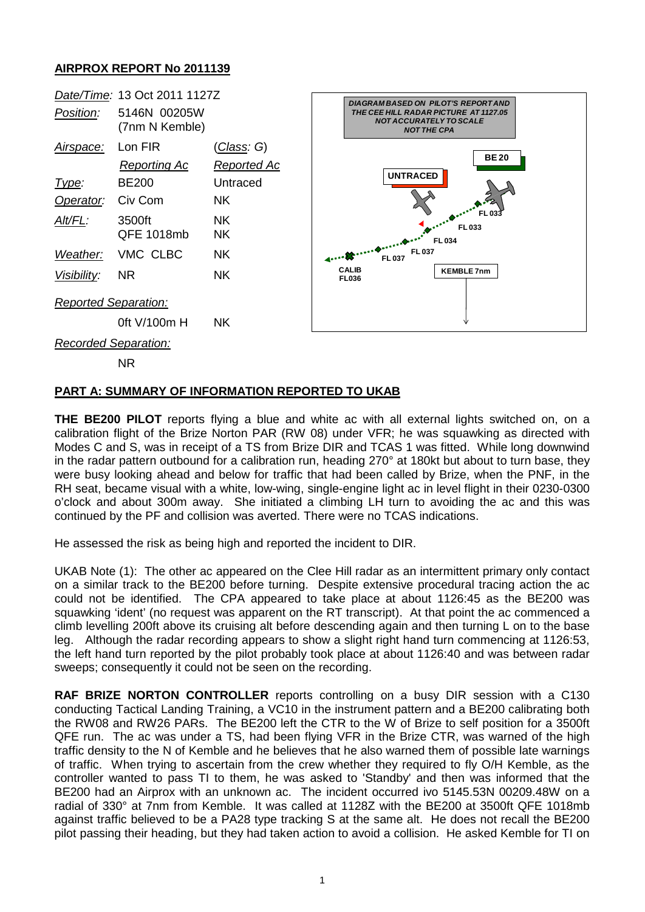## AIRPROX REPORT No 2011139

| | | |
|---|---|---|
| *Date/Time:* | 13 Oct 2011 1127Z | |
| *Position:* | 5146N 00205W (7nm N Kemble) | |
| *Airspace:* | Lon FIR | (*Class*: G) |
| | *Reporting Ac* | *Reported Ac* |
| *Type:* | BE200 | Untraced |
| *Operator:* | Civ Com | NK |
| *Alt/FL:* | 3500ft QFE 1018mb | NK NK |
| *Weather:* | VMC CLBC | NK |
| *Visibility:* | NR | NK |
| *Reported Separation:* | | |
| | 0ft V/100m H | NK |
| *Recorded Separation:* | | |
| | NR | |

DIAGRAM BASED ON PILOT'S REPORT AND THE CEE HILL RADAR PICTURE AT 1127.05 NOT ACCURATELY TO SCALE NOT THE CPA

BE20 | UNTRACED | FL 033 | FL 033 | FL 034 | FL 037 | FL 037 | CALIB FL036 | KEMBLE 7nm

## PART A: SUMMARY OF INFORMATION REPORTED TO UKAB

**THE BE200 PILOT** reports flying a blue and white ac with all external lights switched on, on a calibration flight of the Brize Norton PAR (RW 08) under VFR; he was squawking as directed with Modes C and S, was in receipt of a TS from Brize DIR and TCAS 1 was fitted. While long downwind in the radar pattern outbound for a calibration run, heading 270° at 180kt but about to turn base, they were busy looking ahead and below for traffic that had been called by Brize, when the PNF, in the RH seat, became visual with a white, low-wing, single-engine light ac in level flight in their 0230-0300 o'clock and about 300m away. She initiated a climbing LH turn to avoiding the ac and this was continued by the PF and collision was averted. There were no TCAS indications.

He assessed the risk as being high and reported the incident to DIR.

UKAB Note (1): The other ac appeared on the Clee Hill radar as an intermittent primary only contact on a similar track to the BE200 before turning. Despite extensive procedural tracing action the ac could not be identified. The CPA appeared to take place at about 1126:45 as the BE200 was squawking 'ident' (no request was apparent on the RT transcript). At that point the ac commenced a climb levelling 200ft above its cruising alt before descending again and then turning L on to the base leg. Although the radar recording appears to show a slight right hand turn commencing at 1126:53, the left hand turn reported by the pilot probably took place at about 1126:40 and was between radar sweeps; consequently it could not be seen on the recording.

**RAF BRIZE NORTON CONTROLLER** reports controlling on a busy DIR session with a C130 conducting Tactical Landing Training, a VC10 in the instrument pattern and a BE200 calibrating both the RW08 and RW26 PARs. The BE200 left the CTR to the W of Brize to self position for a 3500ft QFE run. The ac was under a TS, had been flying VFR in the Brize CTR, was warned of the high traffic density to the N of Kemble and he believes that he also warned them of possible late warnings of traffic. When trying to ascertain from the crew whether they required to fly O/H Kemble, as the controller wanted to pass TI to them, he was asked to 'Standby' and then was informed that the BE200 had an Airprox with an unknown ac. The incident occurred ivo 5145.53N 00209.48W on a radial of 330° at 7nm from Kemble. It was called at 1128Z with the BE200 at 3500ft QFE 1018mb against traffic believed to be a PA28 type tracking S at the same alt. He does not recall the BE200 pilot passing their heading, but they had taken action to avoid a collision. He asked Kemble for TI on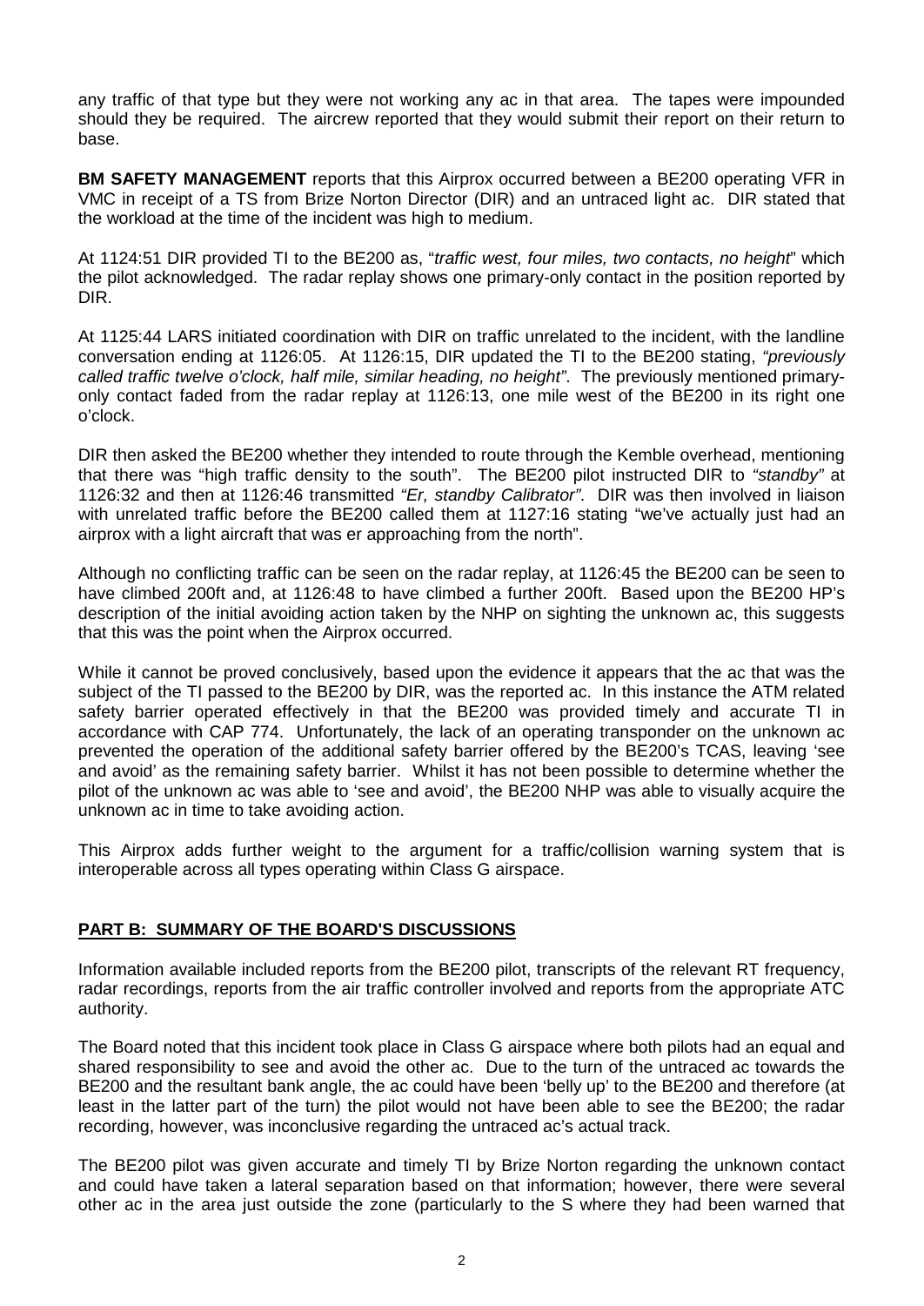any traffic of that type but they were not working any ac in that area. The tapes were impounded should they be required. The aircrew reported that they would submit their report on their return to base.

**BM SAFETY MANAGEMENT** reports that this Airprox occurred between a BE200 operating VFR in VMC in receipt of a TS from Brize Norton Director (DIR) and an untraced light ac. DIR stated that the workload at the time of the incident was high to medium.

At 1124:51 DIR provided TI to the BE200 as, "*traffic west, four miles, two contacts, no height*" which the pilot acknowledged. The radar replay shows one primary-only contact in the position reported by DIR.

At 1125:44 LARS initiated coordination with DIR on traffic unrelated to the incident, with the landline conversation ending at 1126:05. At 1126:15, DIR updated the TI to the BE200 stating, *"previously called traffic twelve o'clock, half mile, similar heading, no height"*. The previously mentioned primary-only contact faded from the radar replay at 1126:13, one mile west of the BE200 in its right one o'clock.

DIR then asked the BE200 whether they intended to route through the Kemble overhead, mentioning that there was "high traffic density to the south". The BE200 pilot instructed DIR to *"standby"* at 1126:32 and then at 1126:46 transmitted *"Er, standby Calibrator"*. DIR was then involved in liaison with unrelated traffic before the BE200 called them at 1127:16 stating "we've actually just had an airprox with a light aircraft that was er approaching from the north".

Although no conflicting traffic can be seen on the radar replay, at 1126:45 the BE200 can be seen to have climbed 200ft and, at 1126:48 to have climbed a further 200ft. Based upon the BE200 HP's description of the initial avoiding action taken by the NHP on sighting the unknown ac, this suggests that this was the point when the Airprox occurred.

While it cannot be proved conclusively, based upon the evidence it appears that the ac that was the subject of the TI passed to the BE200 by DIR, was the reported ac. In this instance the ATM related safety barrier operated effectively in that the BE200 was provided timely and accurate TI in accordance with CAP 774. Unfortunately, the lack of an operating transponder on the unknown ac prevented the operation of the additional safety barrier offered by the BE200's TCAS, leaving 'see and avoid' as the remaining safety barrier. Whilst it has not been possible to determine whether the pilot of the unknown ac was able to 'see and avoid', the BE200 NHP was able to visually acquire the unknown ac in time to take avoiding action.

This Airprox adds further weight to the argument for a traffic/collision warning system that is interoperable across all types operating within Class G airspace.

## PART B: SUMMARY OF THE BOARD'S DISCUSSIONS

Information available included reports from the BE200 pilot, transcripts of the relevant RT frequency, radar recordings, reports from the air traffic controller involved and reports from the appropriate ATC authority.

The Board noted that this incident took place in Class G airspace where both pilots had an equal and shared responsibility to see and avoid the other ac. Due to the turn of the untraced ac towards the BE200 and the resultant bank angle, the ac could have been 'belly up' to the BE200 and therefore (at least in the latter part of the turn) the pilot would not have been able to see the BE200; the radar recording, however, was inconclusive regarding the untraced ac's actual track.

The BE200 pilot was given accurate and timely TI by Brize Norton regarding the unknown contact and could have taken a lateral separation based on that information; however, there were several other ac in the area just outside the zone (particularly to the S where they had been warned that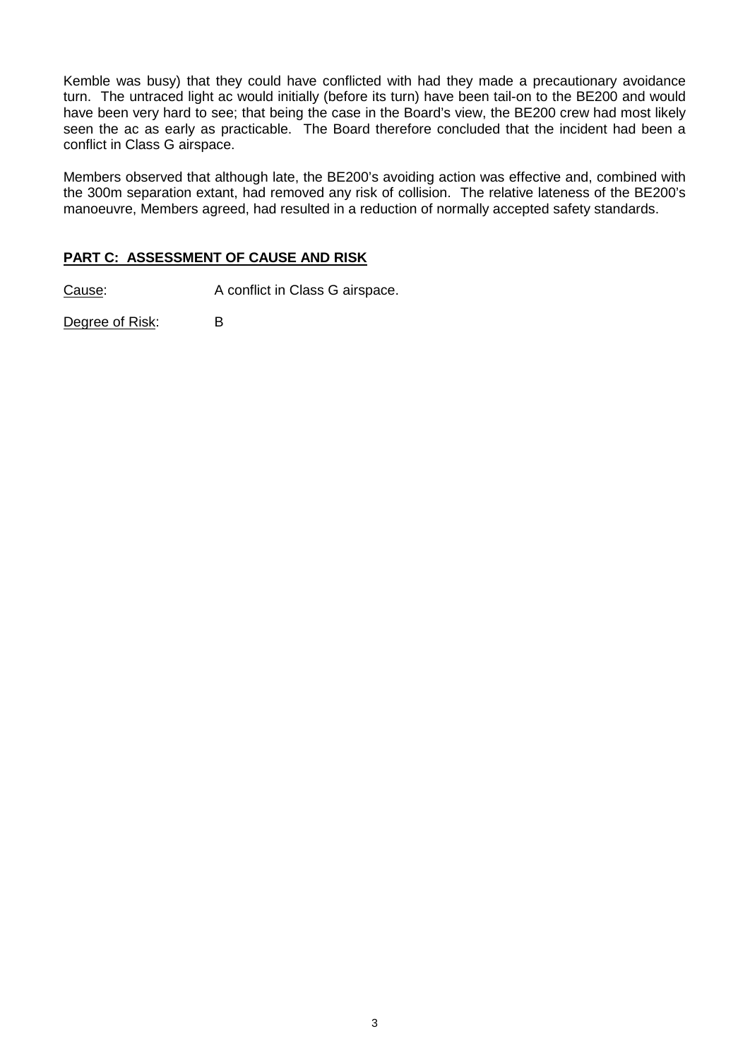Kemble was busy) that they could have conflicted with had they made a precautionary avoidance turn. The untraced light ac would initially (before its turn) have been tail-on to the BE200 and would have been very hard to see; that being the case in the Board's view, the BE200 crew had most likely seen the ac as early as practicable. The Board therefore concluded that the incident had been a conflict in Class G airspace.

Members observed that although late, the BE200's avoiding action was effective and, combined with the 300m separation extant, had removed any risk of collision. The relative lateness of the BE200's manoeuvre, Members agreed, had resulted in a reduction of normally accepted safety standards.

## PART C: ASSESSMENT OF CAUSE AND RISK

Cause: A conflict in Class G airspace.

Degree of Risk: B